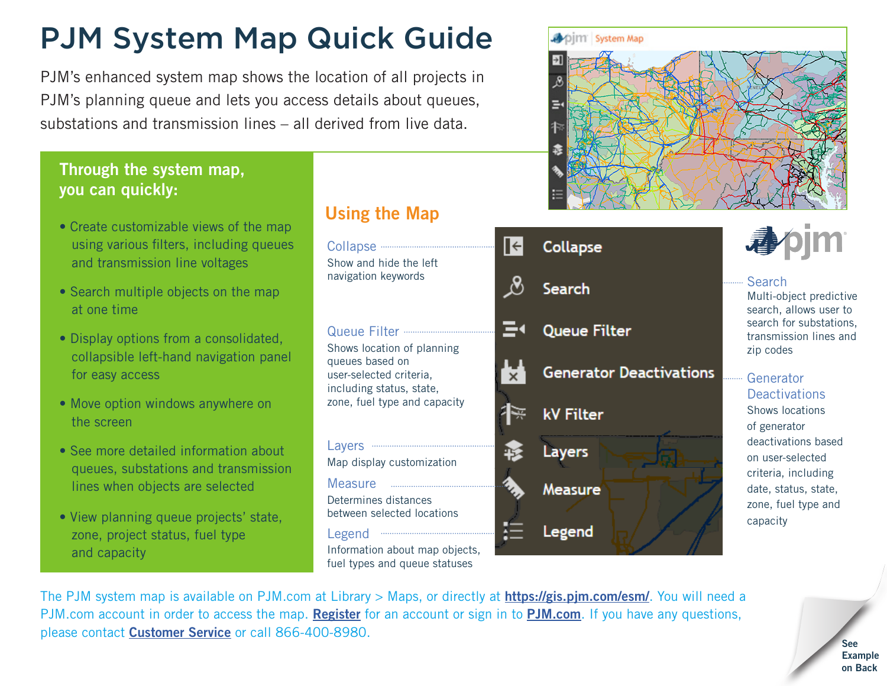# PJM System Map Quick Guide

PJM's enhanced system map shows the location of all projects in PJM's planning queue and lets you access details about queues, substations and transmission lines – all derived from live data.

## Through the system map, you can quickly:

- Create customizable views of the map using various filters, including queues and transmission line voltages
- Search multiple objects on the map at one time
- Display options from a consolidated, collapsible left-hand navigation panel for easy access
- Move option windows anywhere on the screen
- See more detailed information about queues, substations and transmission lines when objects are selected
- View planning queue projects' state, zone, project status, fuel type and capacity

## Using the Map

**Collapse**
Show and hide the left navigation keywords

**Search**
Multi-object predictive search, allows user to search for substations, transmission lines and zip codes

**Queue Filter**
Shows location of planning queues based on user-selected criteria, including status, state, zone, fuel type and capacity

**Generator Deactivations**
Shows locations of generator deactivations based on user-selected criteria, including date, status, state, zone, fuel type and capacity

**kV Filter**

**Layers**
Map display customization

**Measure**
Determines distances between selected locations

**Legend**
Information about map objects, fuel types and queue statuses

The PJM system map is available on PJM.com at Library > Maps, or directly at **https://gis.pjm.com/esm/**. You will need a PJM.com account in order to access the map. **Register** for an account or sign in to **PJM.com**. If you have any questions, please contact **Customer Service** or call 866-400-8980.

See Example on Back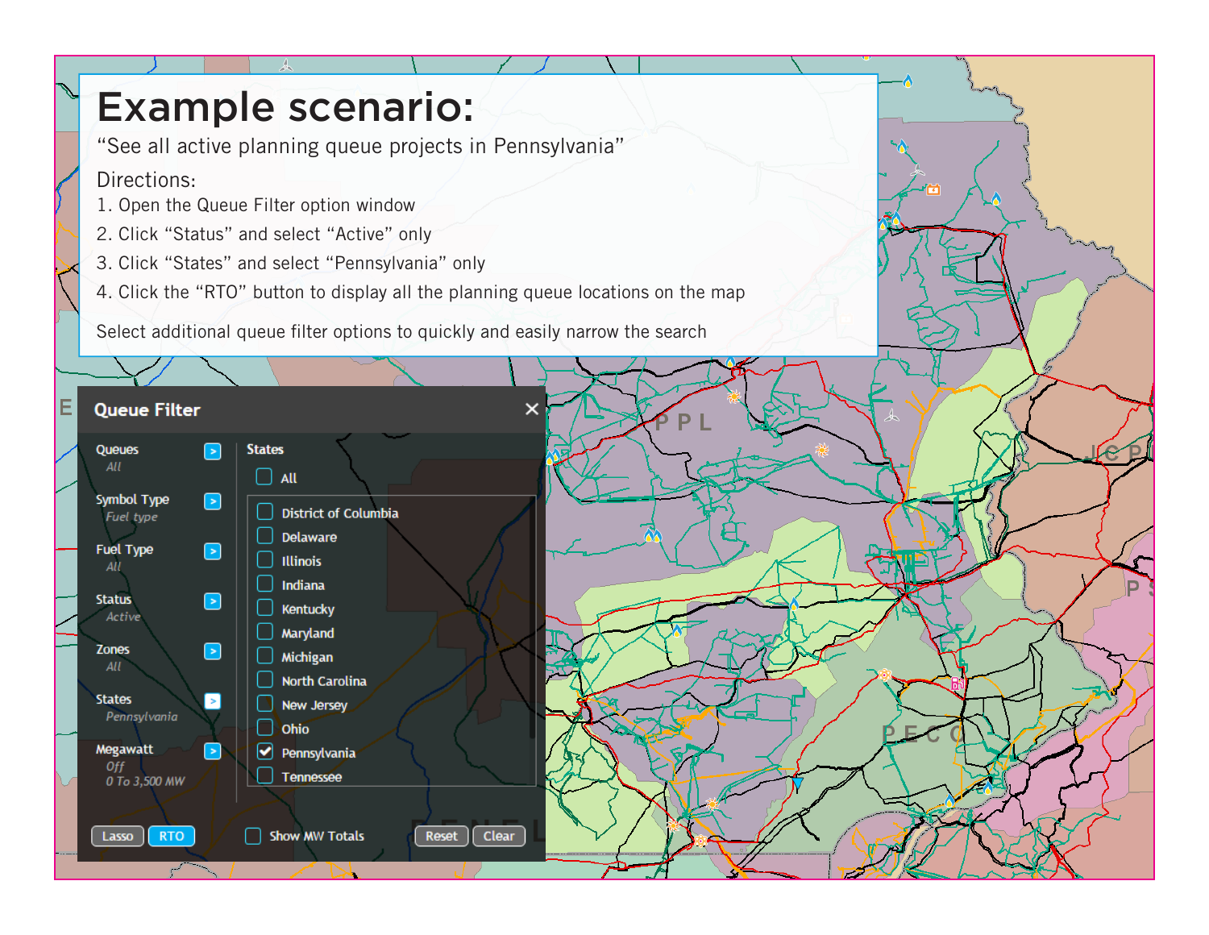# Example scenario:

"See all active planning queue projects in Pennsylvania"

Directions:

1. Open the Queue Filter option window
2. Click "Status" and select "Active" only
3. Click "States" and select "Pennsylvania" only
4. Click the "RTO" button to display all the planning queue locations on the map

Select additional queue filter options to quickly and easily narrow the search